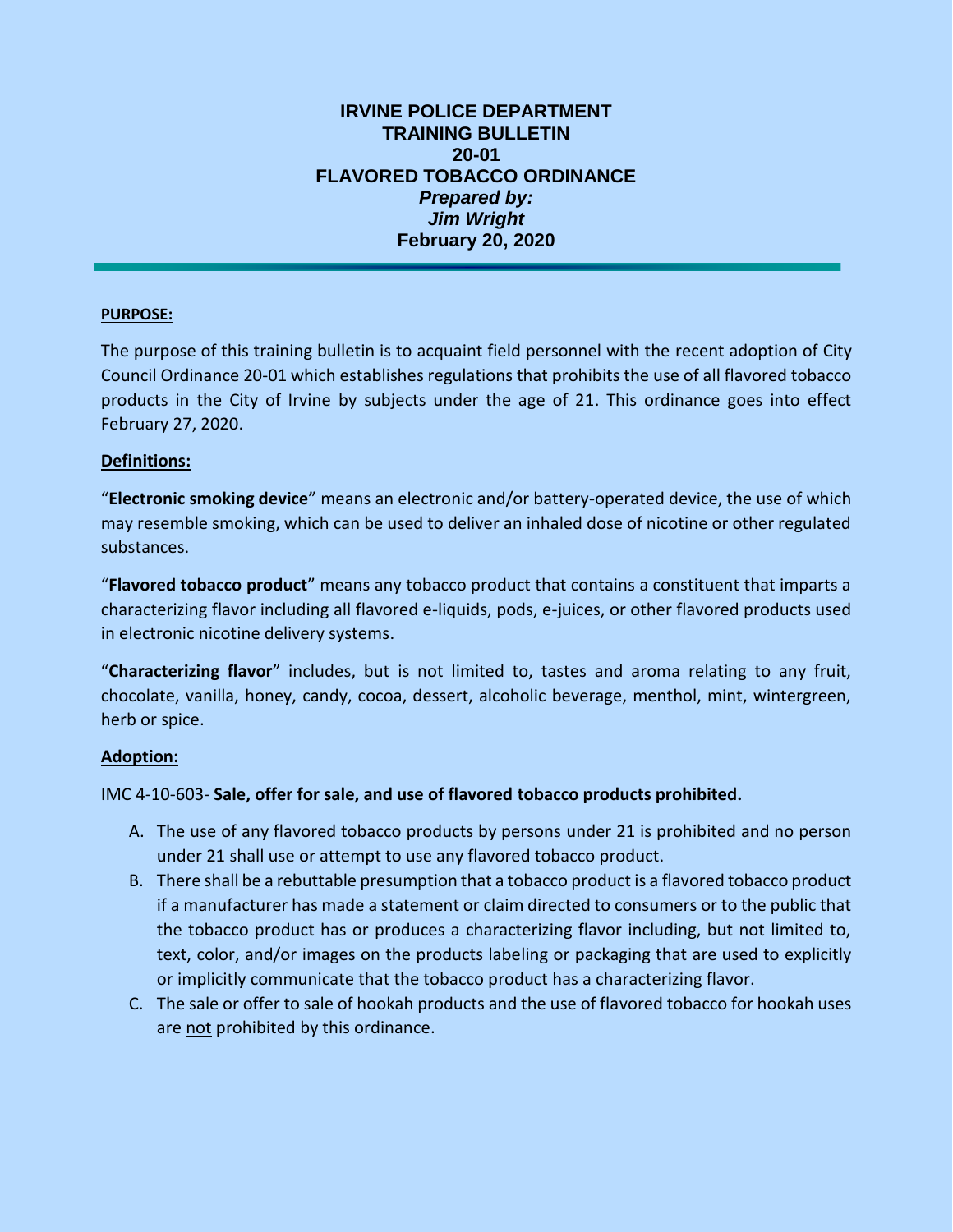# IRVINE POLICE DEPARTMENT
# TRAINING BULLETIN
# 20-01
# FLAVORED TOBACCO ORDINANCE

***Prepared by:***
***Jim Wright***
**February 20, 2020**

---

**PURPOSE:**

The purpose of this training bulletin is to acquaint field personnel with the recent adoption of City Council Ordinance 20-01 which establishes regulations that prohibits the use of all flavored tobacco products in the City of Irvine by subjects under the age of 21. This ordinance goes into effect February 27, 2020.

**Definitions:**

"**Electronic smoking device**" means an electronic and/or battery-operated device, the use of which may resemble smoking, which can be used to deliver an inhaled dose of nicotine or other regulated substances.

"**Flavored tobacco product**" means any tobacco product that contains a constituent that imparts a characterizing flavor including all flavored e-liquids, pods, e-juices, or other flavored products used in electronic nicotine delivery systems.

"**Characterizing flavor**" includes, but is not limited to, tastes and aroma relating to any fruit, chocolate, vanilla, honey, candy, cocoa, dessert, alcoholic beverage, menthol, mint, wintergreen, herb or spice.

**Adoption:**

IMC 4-10-603- **Sale, offer for sale, and use of flavored tobacco products prohibited.**

A. The use of any flavored tobacco products by persons under 21 is prohibited and no person under 21 shall use or attempt to use any flavored tobacco product.
B. There shall be a rebuttable presumption that a tobacco product is a flavored tobacco product if a manufacturer has made a statement or claim directed to consumers or to the public that the tobacco product has or produces a characterizing flavor including, but not limited to, text, color, and/or images on the products labeling or packaging that are used to explicitly or implicitly communicate that the tobacco product has a characterizing flavor.
C. The sale or offer to sale of hookah products and the use of flavored tobacco for hookah uses are not prohibited by this ordinance.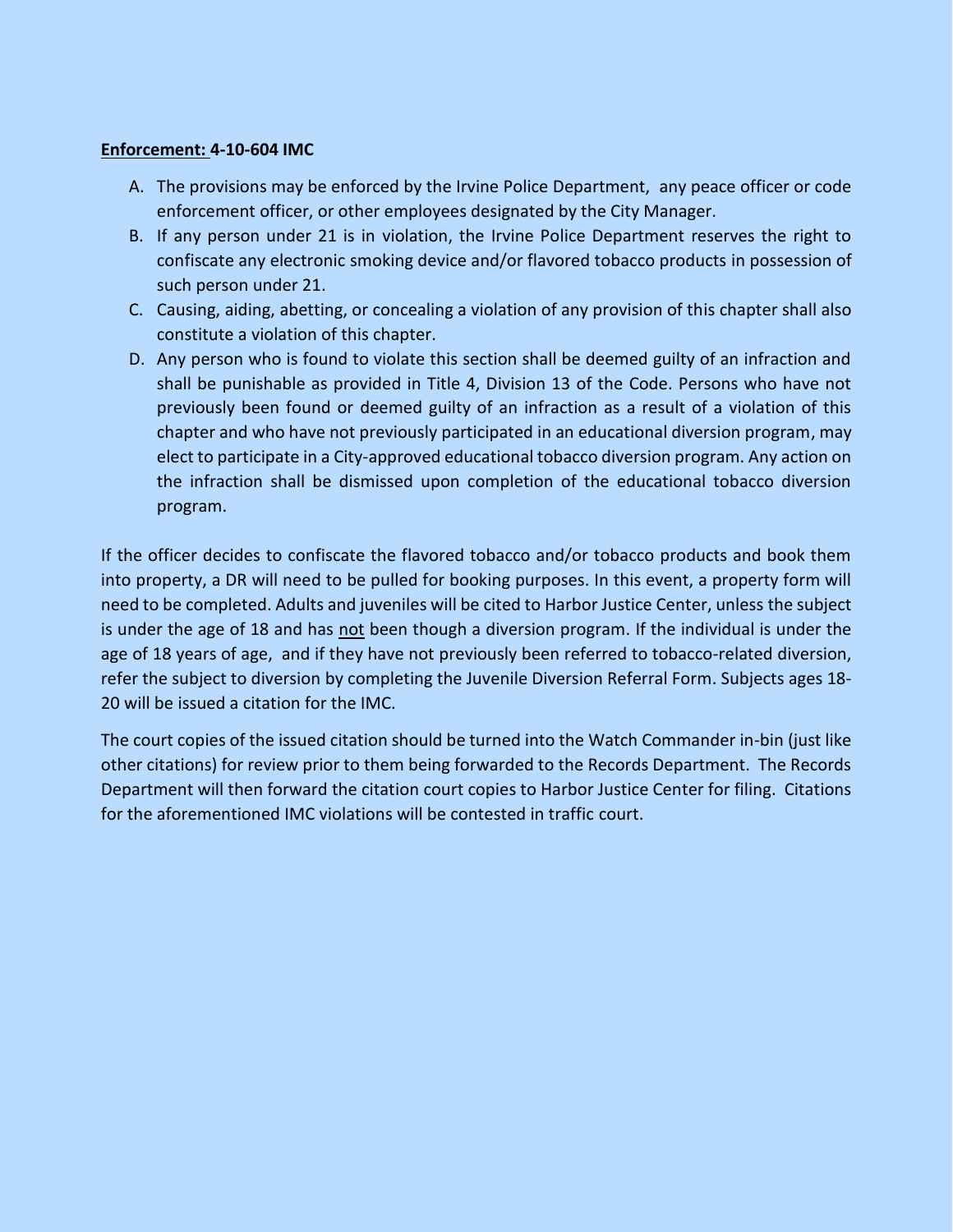**<u>Enforcement:</u> 4-10-604 IMC**

A. The provisions may be enforced by the Irvine Police Department, any peace officer or code enforcement officer, or other employees designated by the City Manager.
B. If any person under 21 is in violation, the Irvine Police Department reserves the right to confiscate any electronic smoking device and/or flavored tobacco products in possession of such person under 21.
C. Causing, aiding, abetting, or concealing a violation of any provision of this chapter shall also constitute a violation of this chapter.
D. Any person who is found to violate this section shall be deemed guilty of an infraction and shall be punishable as provided in Title 4, Division 13 of the Code. Persons who have not previously been found or deemed guilty of an infraction as a result of a violation of this chapter and who have not previously participated in an educational diversion program, may elect to participate in a City-approved educational tobacco diversion program. Any action on the infraction shall be dismissed upon completion of the educational tobacco diversion program.

If the officer decides to confiscate the flavored tobacco and/or tobacco products and book them into property, a DR will need to be pulled for booking purposes. In this event, a property form will need to be completed. Adults and juveniles will be cited to Harbor Justice Center, unless the subject is under the age of 18 and has <u>not</u> been though a diversion program. If the individual is under the age of 18 years of age, and if they have not previously been referred to tobacco-related diversion, refer the subject to diversion by completing the Juvenile Diversion Referral Form. Subjects ages 18-20 will be issued a citation for the IMC.

The court copies of the issued citation should be turned into the Watch Commander in-bin (just like other citations) for review prior to them being forwarded to the Records Department. The Records Department will then forward the citation court copies to Harbor Justice Center for filing. Citations for the aforementioned IMC violations will be contested in traffic court.